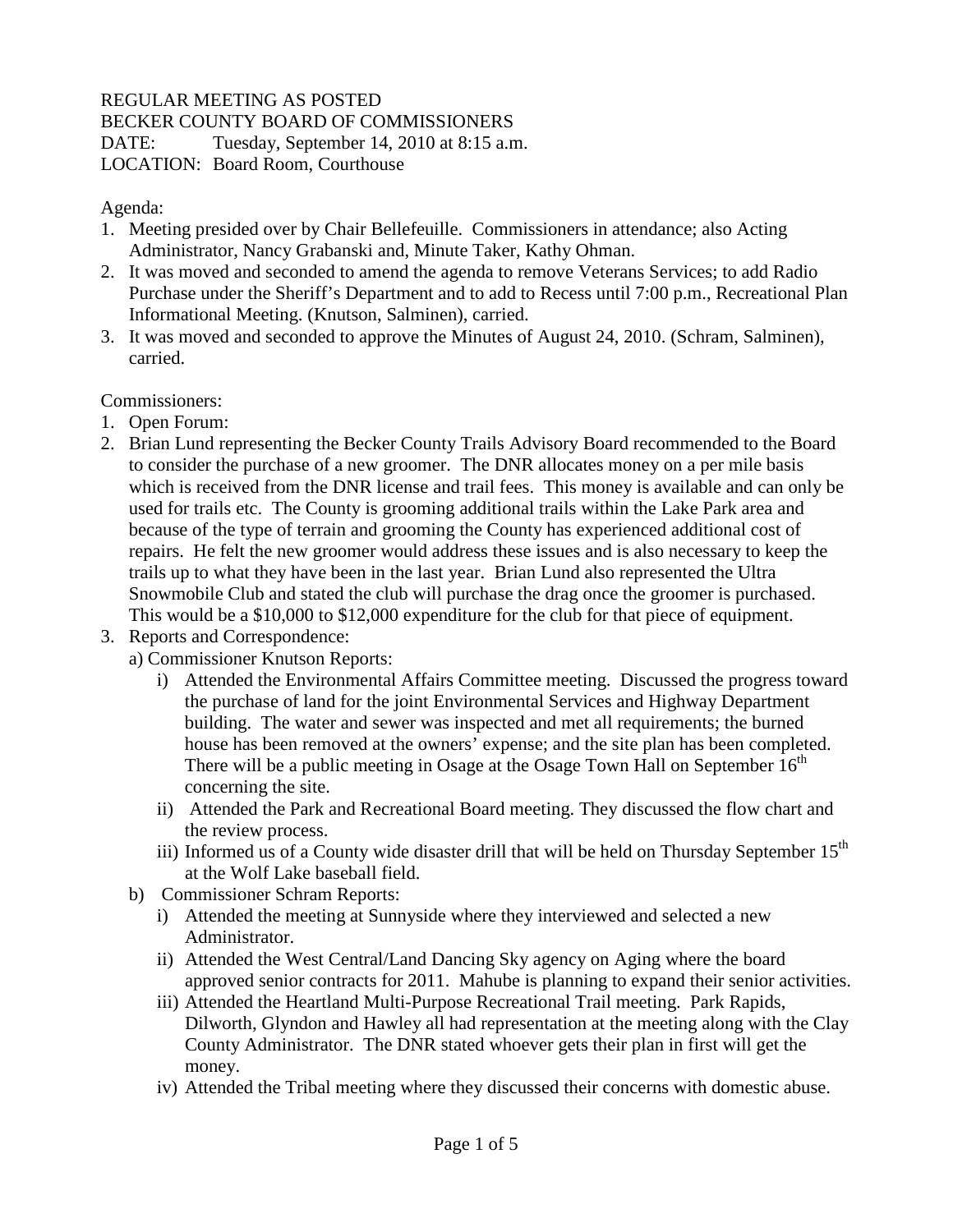REGULAR MEETING AS POSTED
BECKER COUNTY BOARD OF COMMISSIONERS
DATE: Tuesday, September 14, 2010 at 8:15 a.m.
LOCATION: Board Room, Courthouse

Agenda:

1. Meeting presided over by Chair Bellefeuille. Commissioners in attendance; also Acting Administrator, Nancy Grabanski and, Minute Taker, Kathy Ohman.
2. It was moved and seconded to amend the agenda to remove Veterans Services; to add Radio Purchase under the Sheriff's Department and to add to Recess until 7:00 p.m., Recreational Plan Informational Meeting. (Knutson, Salminen), carried.
3. It was moved and seconded to approve the Minutes of August 24, 2010. (Schram, Salminen), carried.

Commissioners:

1. Open Forum:
2. Brian Lund representing the Becker County Trails Advisory Board recommended to the Board to consider the purchase of a new groomer. The DNR allocates money on a per mile basis which is received from the DNR license and trail fees. This money is available and can only be used for trails etc. The County is grooming additional trails within the Lake Park area and because of the type of terrain and grooming the County has experienced additional cost of repairs. He felt the new groomer would address these issues and is also necessary to keep the trails up to what they have been in the last year. Brian Lund also represented the Ultra Snowmobile Club and stated the club will purchase the drag once the groomer is purchased. This would be a $10,000 to $12,000 expenditure for the club for that piece of equipment.
3. Reports and Correspondence:
   a) Commissioner Knutson Reports:
      i) Attended the Environmental Affairs Committee meeting. Discussed the progress toward the purchase of land for the joint Environmental Services and Highway Department building. The water and sewer was inspected and met all requirements; the burned house has been removed at the owners' expense; and the site plan has been completed. There will be a public meeting in Osage at the Osage Town Hall on September 16th concerning the site.
      ii) Attended the Park and Recreational Board meeting. They discussed the flow chart and the review process.
      iii) Informed us of a County wide disaster drill that will be held on Thursday September 15th at the Wolf Lake baseball field.
   b) Commissioner Schram Reports:
      i) Attended the meeting at Sunnyside where they interviewed and selected a new Administrator.
      ii) Attended the West Central/Land Dancing Sky agency on Aging where the board approved senior contracts for 2011. Mahube is planning to expand their senior activities.
      iii) Attended the Heartland Multi-Purpose Recreational Trail meeting. Park Rapids, Dilworth, Glyndon and Hawley all had representation at the meeting along with the Clay County Administrator. The DNR stated whoever gets their plan in first will get the money.
      iv) Attended the Tribal meeting where they discussed their concerns with domestic abuse.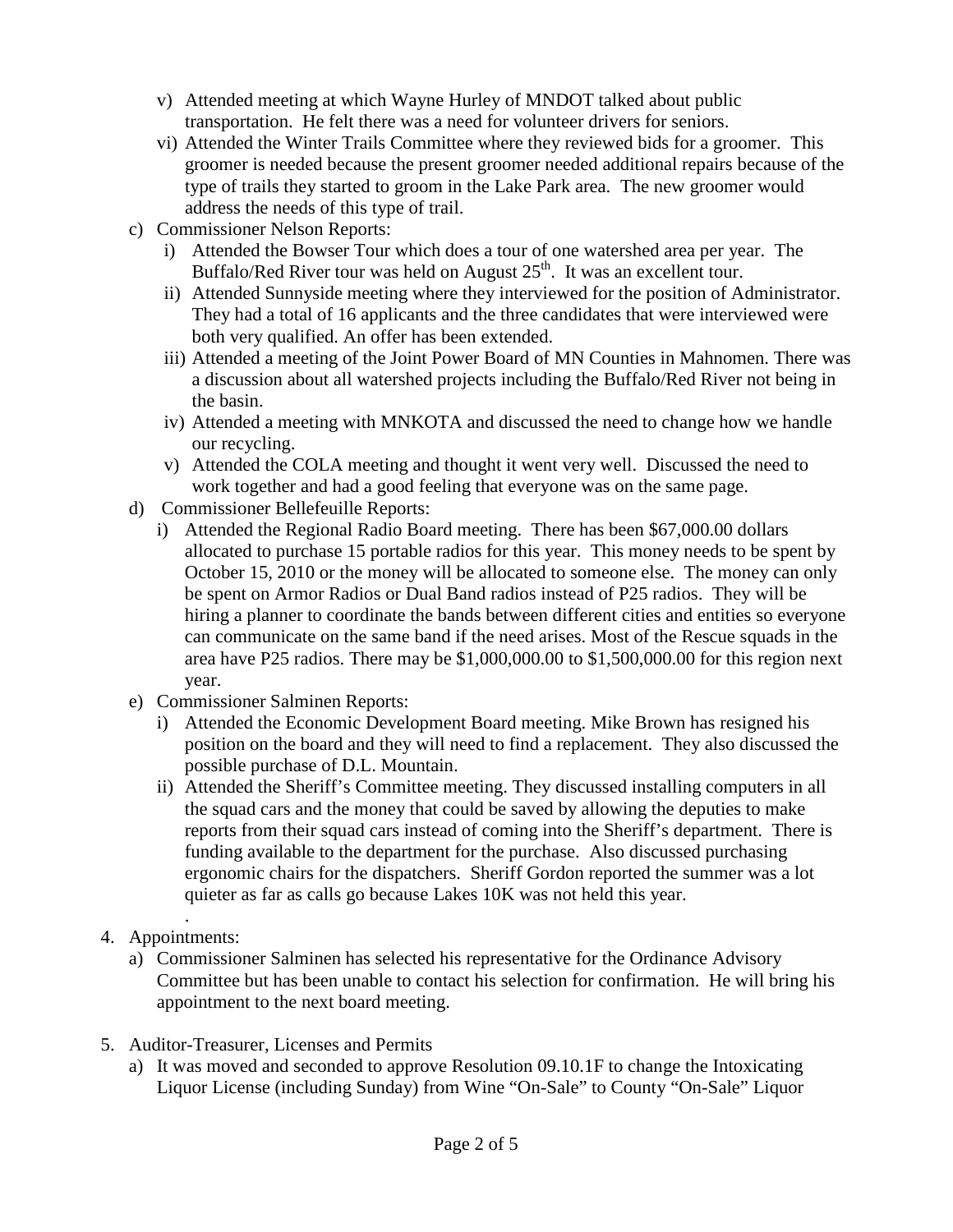- v) Attended meeting at which Wayne Hurley of MNDOT talked about public transportation. He felt there was a need for volunteer drivers for seniors.
- vi) Attended the Winter Trails Committee where they reviewed bids for a groomer. This groomer is needed because the present groomer needed additional repairs because of the type of trails they started to groom in the Lake Park area. The new groomer would address the needs of this type of trail.

c) Commissioner Nelson Reports:

- i) Attended the Bowser Tour which does a tour of one watershed area per year. The Buffalo/Red River tour was held on August 25th. It was an excellent tour.
- ii) Attended Sunnyside meeting where they interviewed for the position of Administrator. They had a total of 16 applicants and the three candidates that were interviewed were both very qualified. An offer has been extended.
- iii) Attended a meeting of the Joint Power Board of MN Counties in Mahnomen. There was a discussion about all watershed projects including the Buffalo/Red River not being in the basin.
- iv) Attended a meeting with MNKOTA and discussed the need to change how we handle our recycling.
- v) Attended the COLA meeting and thought it went very well. Discussed the need to work together and had a good feeling that everyone was on the same page.

d) Commissioner Bellefeuille Reports:

- i) Attended the Regional Radio Board meeting. There has been $67,000.00 dollars allocated to purchase 15 portable radios for this year. This money needs to be spent by October 15, 2010 or the money will be allocated to someone else. The money can only be spent on Armor Radios or Dual Band radios instead of P25 radios. They will be hiring a planner to coordinate the bands between different cities and entities so everyone can communicate on the same band if the need arises. Most of the Rescue squads in the area have P25 radios. There may be $1,000,000.00 to $1,500,000.00 for this region next year.

e) Commissioner Salminen Reports:

- i) Attended the Economic Development Board meeting. Mike Brown has resigned his position on the board and they will need to find a replacement. They also discussed the possible purchase of D.L. Mountain.
- ii) Attended the Sheriff's Committee meeting. They discussed installing computers in all the squad cars and the money that could be saved by allowing the deputies to make reports from their squad cars instead of coming into the Sheriff's department. There is funding available to the department for the purchase. Also discussed purchasing ergonomic chairs for the dispatchers. Sheriff Gordon reported the summer was a lot quieter as far as calls go because Lakes 10K was not held this year.

.

4. Appointments:
   - a) Commissioner Salminen has selected his representative for the Ordinance Advisory Committee but has been unable to contact his selection for confirmation. He will bring his appointment to the next board meeting.

5. Auditor-Treasurer, Licenses and Permits
   - a) It was moved and seconded to approve Resolution 09.10.1F to change the Intoxicating Liquor License (including Sunday) from Wine "On-Sale" to County "On-Sale" Liquor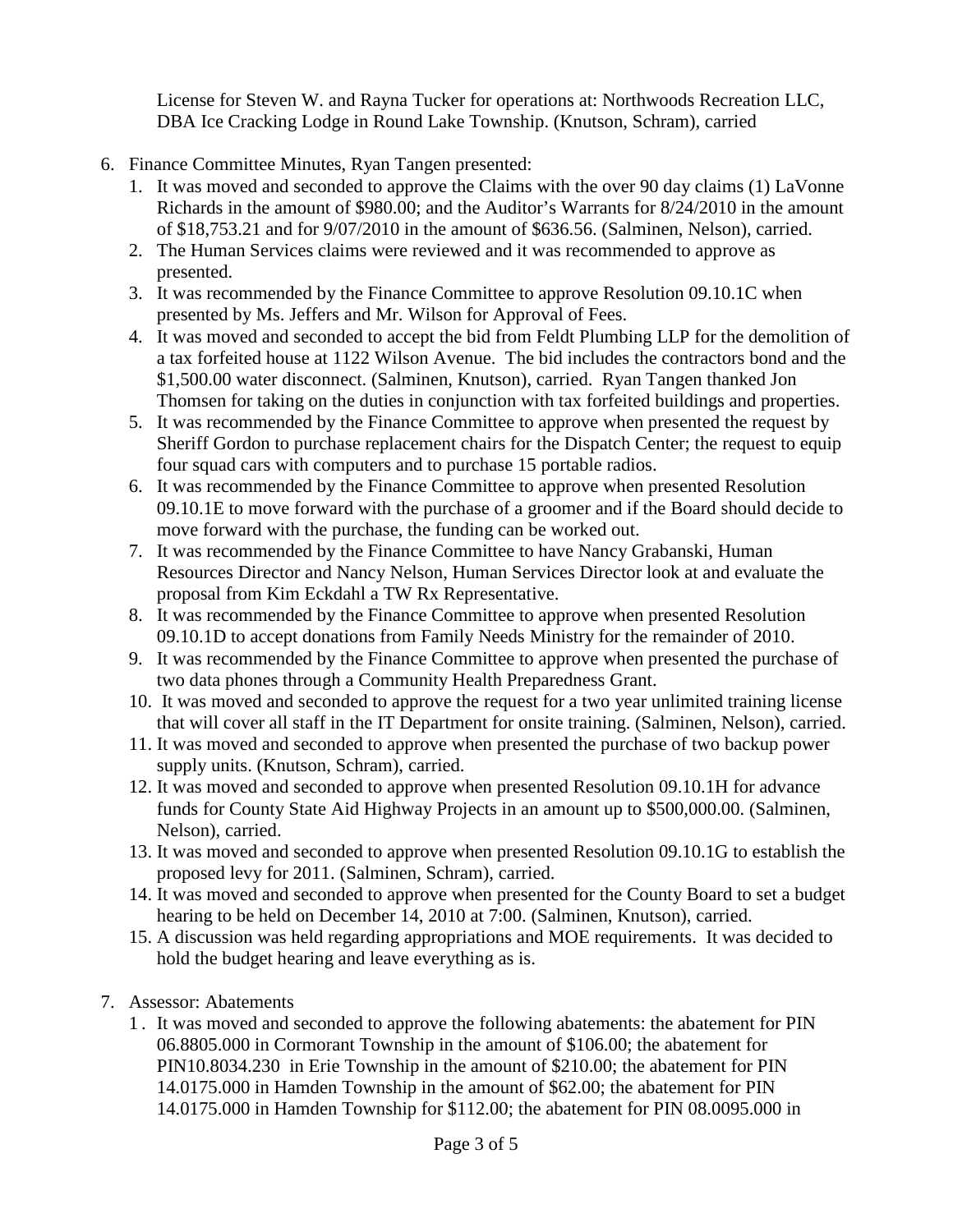License for Steven W. and Rayna Tucker for operations at: Northwoods Recreation LLC, DBA Ice Cracking Lodge in Round Lake Township. (Knutson, Schram), carried

6. Finance Committee Minutes, Ryan Tangen presented:
   1. It was moved and seconded to approve the Claims with the over 90 day claims (1) LaVonne Richards in the amount of $980.00; and the Auditor's Warrants for 8/24/2010 in the amount of $18,753.21 and for 9/07/2010 in the amount of $636.56. (Salminen, Nelson), carried.
   2. The Human Services claims were reviewed and it was recommended to approve as presented.
   3. It was recommended by the Finance Committee to approve Resolution 09.10.1C when presented by Ms. Jeffers and Mr. Wilson for Approval of Fees.
   4. It was moved and seconded to accept the bid from Feldt Plumbing LLP for the demolition of a tax forfeited house at 1122 Wilson Avenue. The bid includes the contractors bond and the $1,500.00 water disconnect. (Salminen, Knutson), carried. Ryan Tangen thanked Jon Thomsen for taking on the duties in conjunction with tax forfeited buildings and properties.
   5. It was recommended by the Finance Committee to approve when presented the request by Sheriff Gordon to purchase replacement chairs for the Dispatch Center; the request to equip four squad cars with computers and to purchase 15 portable radios.
   6. It was recommended by the Finance Committee to approve when presented Resolution 09.10.1E to move forward with the purchase of a groomer and if the Board should decide to move forward with the purchase, the funding can be worked out.
   7. It was recommended by the Finance Committee to have Nancy Grabanski, Human Resources Director and Nancy Nelson, Human Services Director look at and evaluate the proposal from Kim Eckdahl a TW Rx Representative.
   8. It was recommended by the Finance Committee to approve when presented Resolution 09.10.1D to accept donations from Family Needs Ministry for the remainder of 2010.
   9. It was recommended by the Finance Committee to approve when presented the purchase of two data phones through a Community Health Preparedness Grant.
   10. It was moved and seconded to approve the request for a two year unlimited training license that will cover all staff in the IT Department for onsite training. (Salminen, Nelson), carried.
   11. It was moved and seconded to approve when presented the purchase of two backup power supply units. (Knutson, Schram), carried.
   12. It was moved and seconded to approve when presented Resolution 09.10.1H for advance funds for County State Aid Highway Projects in an amount up to $500,000.00. (Salminen, Nelson), carried.
   13. It was moved and seconded to approve when presented Resolution 09.10.1G to establish the proposed levy for 2011. (Salminen, Schram), carried.
   14. It was moved and seconded to approve when presented for the County Board to set a budget hearing to be held on December 14, 2010 at 7:00. (Salminen, Knutson), carried.
   15. A discussion was held regarding appropriations and MOE requirements. It was decided to hold the budget hearing and leave everything as is.

7. Assessor: Abatements
   1. It was moved and seconded to approve the following abatements: the abatement for PIN 06.8805.000 in Cormorant Township in the amount of $106.00; the abatement for PIN10.8034.230 in Erie Township in the amount of $210.00; the abatement for PIN 14.0175.000 in Hamden Township in the amount of $62.00; the abatement for PIN 14.0175.000 in Hamden Township for $112.00; the abatement for PIN 08.0095.000 in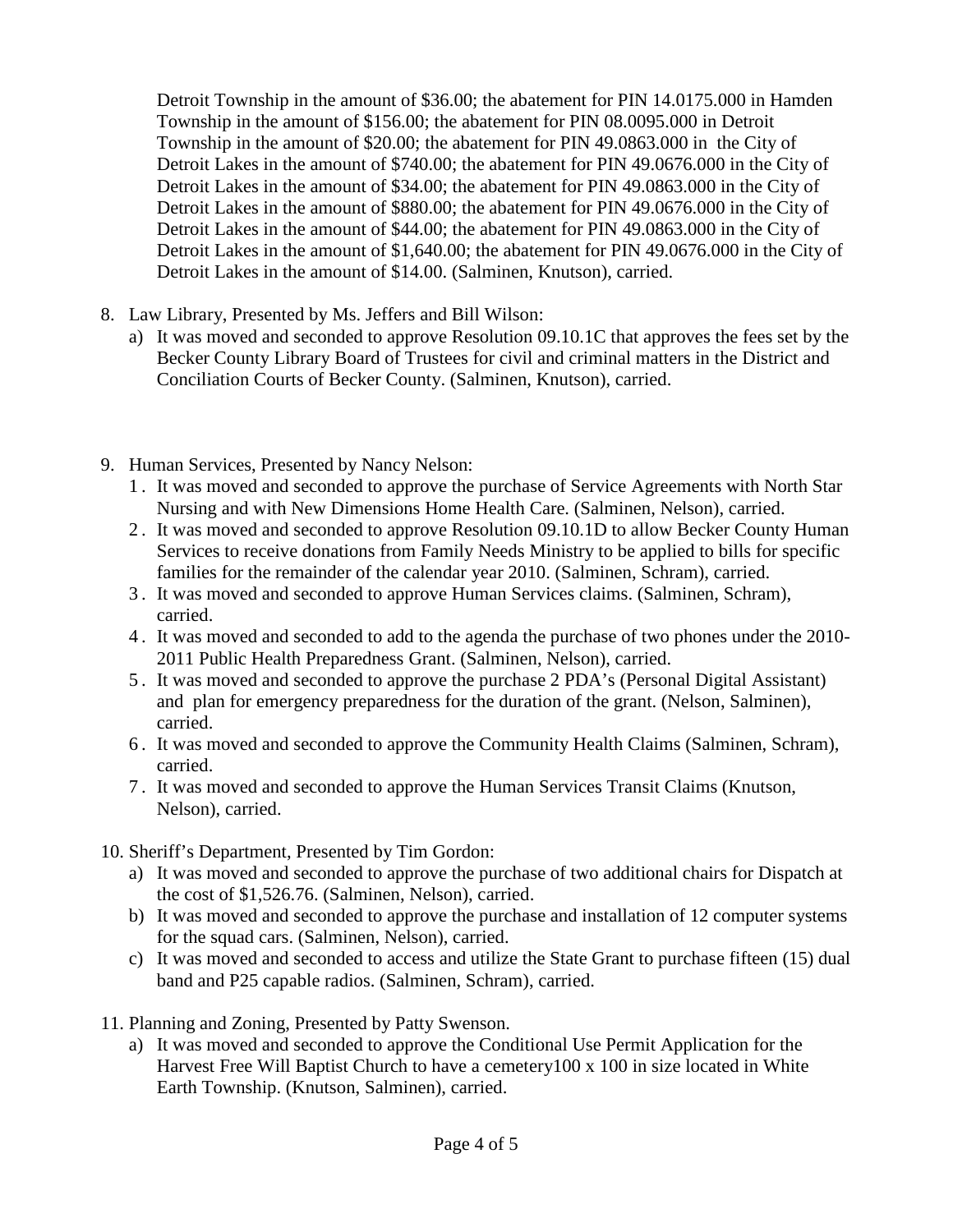Detroit Township in the amount of $36.00; the abatement for PIN 14.0175.000 in Hamden Township in the amount of $156.00; the abatement for PIN 08.0095.000 in Detroit Township in the amount of $20.00; the abatement for PIN 49.0863.000 in the City of Detroit Lakes in the amount of $740.00; the abatement for PIN 49.0676.000 in the City of Detroit Lakes in the amount of $34.00; the abatement for PIN 49.0863.000 in the City of Detroit Lakes in the amount of $880.00; the abatement for PIN 49.0676.000 in the City of Detroit Lakes in the amount of $44.00; the abatement for PIN 49.0863.000 in the City of Detroit Lakes in the amount of $1,640.00; the abatement for PIN 49.0676.000 in the City of Detroit Lakes in the amount of $14.00. (Salminen, Knutson), carried.

8. Law Library, Presented by Ms. Jeffers and Bill Wilson:
   a) It was moved and seconded to approve Resolution 09.10.1C that approves the fees set by the Becker County Library Board of Trustees for civil and criminal matters in the District and Conciliation Courts of Becker County. (Salminen, Knutson), carried.

9. Human Services, Presented by Nancy Nelson:
   1. It was moved and seconded to approve the purchase of Service Agreements with North Star Nursing and with New Dimensions Home Health Care. (Salminen, Nelson), carried.
   2. It was moved and seconded to approve Resolution 09.10.1D to allow Becker County Human Services to receive donations from Family Needs Ministry to be applied to bills for specific families for the remainder of the calendar year 2010. (Salminen, Schram), carried.
   3. It was moved and seconded to approve Human Services claims. (Salminen, Schram), carried.
   4. It was moved and seconded to add to the agenda the purchase of two phones under the 2010-2011 Public Health Preparedness Grant. (Salminen, Nelson), carried.
   5. It was moved and seconded to approve the purchase 2 PDA's (Personal Digital Assistant) and plan for emergency preparedness for the duration of the grant. (Nelson, Salminen), carried.
   6. It was moved and seconded to approve the Community Health Claims (Salminen, Schram), carried.
   7. It was moved and seconded to approve the Human Services Transit Claims (Knutson, Nelson), carried.

10. Sheriff's Department, Presented by Tim Gordon:
    a) It was moved and seconded to approve the purchase of two additional chairs for Dispatch at the cost of $1,526.76. (Salminen, Nelson), carried.
    b) It was moved and seconded to approve the purchase and installation of 12 computer systems for the squad cars. (Salminen, Nelson), carried.
    c) It was moved and seconded to access and utilize the State Grant to purchase fifteen (15) dual band and P25 capable radios. (Salminen, Schram), carried.

11. Planning and Zoning, Presented by Patty Swenson.
    a) It was moved and seconded to approve the Conditional Use Permit Application for the Harvest Free Will Baptist Church to have a cemetery100 x 100 in size located in White Earth Township. (Knutson, Salminen), carried.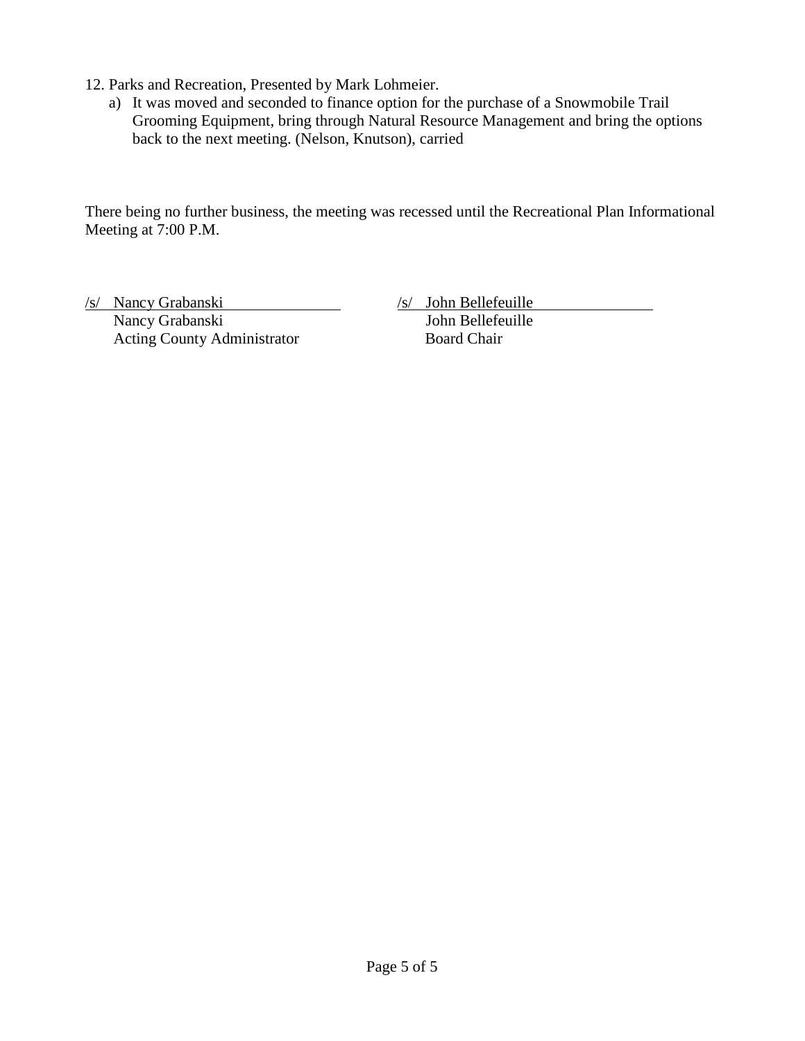12. Parks and Recreation, Presented by Mark Lohmeier.
    a) It was moved and seconded to finance option for the purchase of a Snowmobile Trail Grooming Equipment, bring through Natural Resource Management and bring the options back to the next meeting. (Nelson, Knutson), carried

There being no further business, the meeting was recessed until the Recreational Plan Informational Meeting at 7:00 P.M.

/s/ Nancy Grabanski
Nancy Grabanski
Acting County Administrator

/s/ John Bellefeuille
John Bellefeuille
Board Chair